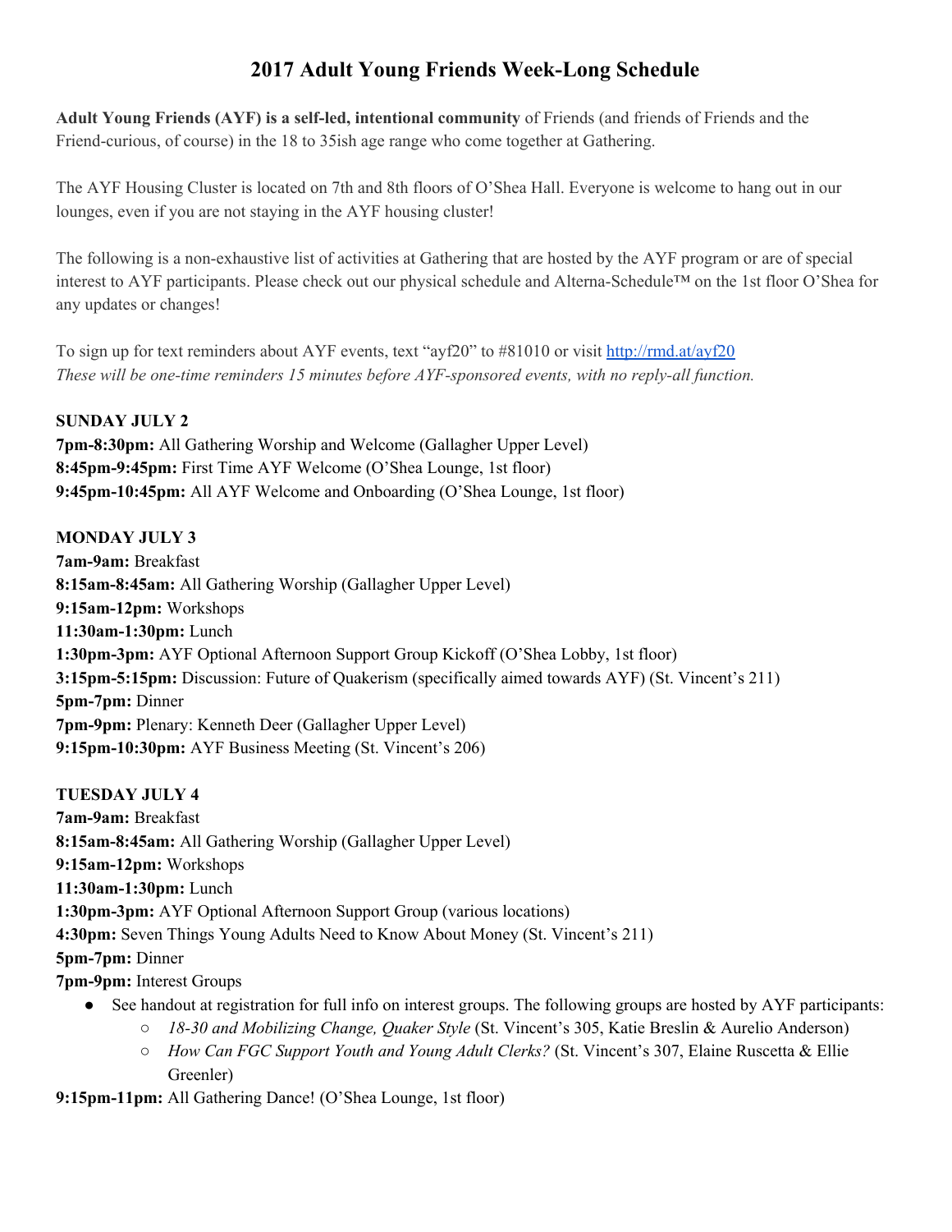# 2017 Adult Young Friends Week-Long Schedule

**Adult Young Friends (AYF) is a self-led, intentional community** of Friends (and friends of Friends and the Friend-curious, of course) in the 18 to 35ish age range who come together at Gathering.

The AYF Housing Cluster is located on 7th and 8th floors of O'Shea Hall. Everyone is welcome to hang out in our lounges, even if you are not staying in the AYF housing cluster!

The following is a non-exhaustive list of activities at Gathering that are hosted by the AYF program or are of special interest to AYF participants. Please check out our physical schedule and Alterna-Schedule™ on the 1st floor O'Shea for any updates or changes!

To sign up for text reminders about AYF events, text "ayf20" to #81010 or visit http://rmd.at/ayf20
*These will be one-time reminders 15 minutes before AYF-sponsored events, with no reply-all function.*

**SUNDAY JULY 2**
**7pm-8:30pm:** All Gathering Worship and Welcome (Gallagher Upper Level)
**8:45pm-9:45pm:** First Time AYF Welcome (O'Shea Lounge, 1st floor)
**9:45pm-10:45pm:** All AYF Welcome and Onboarding (O'Shea Lounge, 1st floor)

**MONDAY JULY 3**
**7am-9am:** Breakfast
**8:15am-8:45am:** All Gathering Worship (Gallagher Upper Level)
**9:15am-12pm:** Workshops
**11:30am-1:30pm:** Lunch
**1:30pm-3pm:** AYF Optional Afternoon Support Group Kickoff (O'Shea Lobby, 1st floor)
**3:15pm-5:15pm:** Discussion: Future of Quakerism (specifically aimed towards AYF) (St. Vincent's 211)
**5pm-7pm:** Dinner
**7pm-9pm:** Plenary: Kenneth Deer (Gallagher Upper Level)
**9:15pm-10:30pm:** AYF Business Meeting (St. Vincent's 206)

**TUESDAY JULY 4**
**7am-9am:** Breakfast
**8:15am-8:45am:** All Gathering Worship (Gallagher Upper Level)
**9:15am-12pm:** Workshops
**11:30am-1:30pm:** Lunch
**1:30pm-3pm:** AYF Optional Afternoon Support Group (various locations)
**4:30pm:** Seven Things Young Adults Need to Know About Money (St. Vincent's 211)
**5pm-7pm:** Dinner
**7pm-9pm:** Interest Groups

- See handout at registration for full info on interest groups. The following groups are hosted by AYF participants:
  - *18-30 and Mobilizing Change, Quaker Style* (St. Vincent's 305, Katie Breslin & Aurelio Anderson)
  - *How Can FGC Support Youth and Young Adult Clerks?* (St. Vincent's 307, Elaine Ruscetta & Ellie Greenler)

**9:15pm-11pm:** All Gathering Dance! (O'Shea Lounge, 1st floor)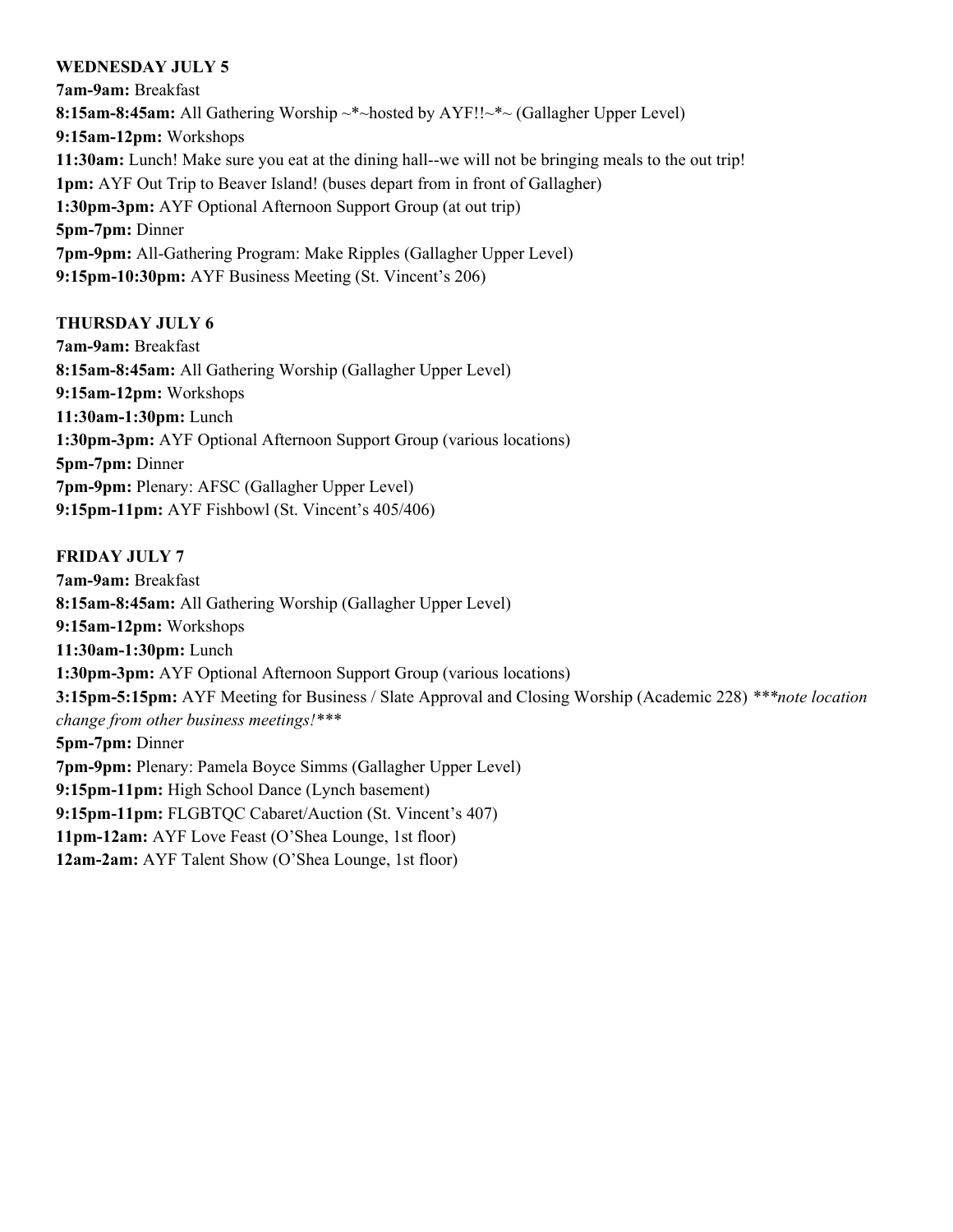**WEDNESDAY JULY 5**

**7am-9am:** Breakfast

**8:15am-8:45am:** All Gathering Worship ~*~hosted by AYF!!~*~ (Gallagher Upper Level)

**9:15am-12pm:** Workshops

**11:30am:** Lunch! Make sure you eat at the dining hall--we will not be bringing meals to the out trip!

**1pm:** AYF Out Trip to Beaver Island! (buses depart from in front of Gallagher)

**1:30pm-3pm:** AYF Optional Afternoon Support Group (at out trip)

**5pm-7pm:** Dinner

**7pm-9pm:** All-Gathering Program: Make Ripples (Gallagher Upper Level)

**9:15pm-10:30pm:** AYF Business Meeting (St. Vincent's 206)

**THURSDAY JULY 6**

**7am-9am:** Breakfast

**8:15am-8:45am:** All Gathering Worship (Gallagher Upper Level)

**9:15am-12pm:** Workshops

**11:30am-1:30pm:** Lunch

**1:30pm-3pm:** AYF Optional Afternoon Support Group (various locations)

**5pm-7pm:** Dinner

**7pm-9pm:** Plenary: AFSC (Gallagher Upper Level)

**9:15pm-11pm:** AYF Fishbowl (St. Vincent's 405/406)

**FRIDAY JULY 7**

**7am-9am:** Breakfast

**8:15am-8:45am:** All Gathering Worship (Gallagher Upper Level)

**9:15am-12pm:** Workshops

**11:30am-1:30pm:** Lunch

**1:30pm-3pm:** AYF Optional Afternoon Support Group (various locations)

**3:15pm-5:15pm:** AYF Meeting for Business / Slate Approval and Closing Worship (Academic 228) *\*\*\*note location change from other business meetings!\*\*\**

**5pm-7pm:** Dinner

**7pm-9pm:** Plenary: Pamela Boyce Simms (Gallagher Upper Level)

**9:15pm-11pm:** High School Dance (Lynch basement)

**9:15pm-11pm:** FLGBTQC Cabaret/Auction (St. Vincent's 407)

**11pm-12am:** AYF Love Feast (O'Shea Lounge, 1st floor)

**12am-2am:** AYF Talent Show (O'Shea Lounge, 1st floor)